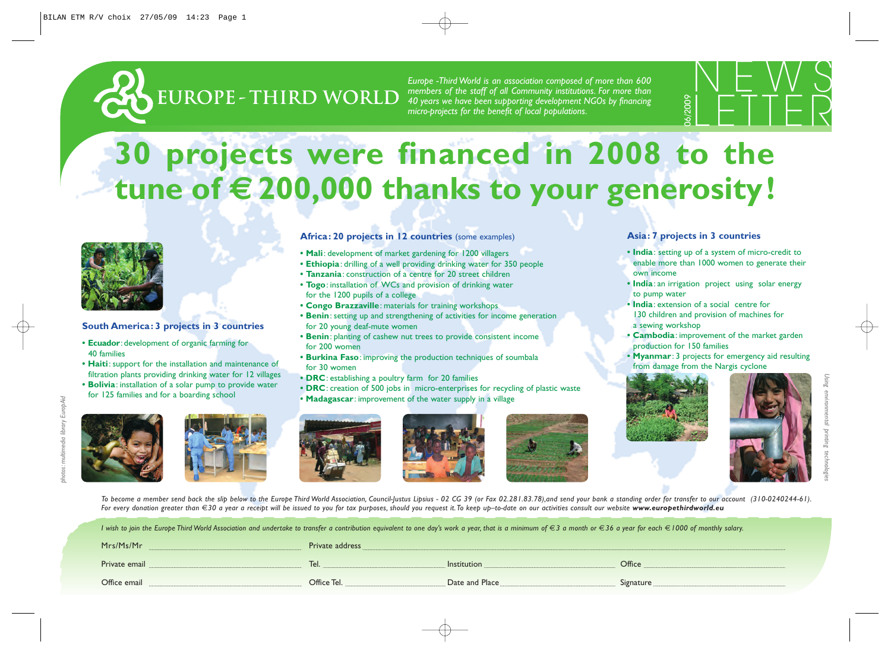# EUROPE - THIRD WORLD

*Europe -Third World is an association composed of more than 600 members of the staff of all Community institutions. For more than 40 years we have been supporting development NGOs by financing micro-projects for the benefit of local populations.*

NEWSLETTER 06/2009

# 30 projects were financed in 2008 to the tune of € 200,000 thanks to your generosity!

### South America: 3 projects in 3 countries

- **Ecuador**: development of organic farming for 40 families
- **Haiti**: support for the installation and maintenance of filtration plants providing drinking water for 12 villages
- **Bolivia**: installation of a solar pump to provide water for 125 families and for a boarding school

### Africa: 20 projects in 12 countries (some examples)

- **Mali**: development of market gardening for 1200 villagers
- **Ethiopia**: drilling of a well providing drinking water for 350 people
- **Tanzania**: construction of a centre for 20 street children
- **Togo**: installation of WCs and provision of drinking water for the 1200 pupils of a college
- **Congo Brazzaville**: materials for training workshops
- **Benin**: setting up and strengthening of activities for income generation for 20 young deaf-mute women
- **Benin**: planting of cashew nut trees to provide consistent income for 200 women
- **Burkina Faso**: improving the production techniques of soumbala for 30 women
- **DRC**: establishing a poultry farm for 20 families
- **DRC**: creation of 500 jobs in micro-enterprises for recycling of plastic waste
- **Madagascar**: improvement of the water supply in a village

### Asia: 7 projects in 3 countries

- **India**: setting up of a system of micro-credit to enable more than 1000 women to generate their own income
- **India**: an irrigation project using solar energy to pump water
- **India**: extension of a social centre for 130 children and provision of machines for a sewing workshop
- **Cambodia**: improvement of the market garden production for 150 families
- **Myanmar**: 3 projects for emergency aid resulting from damage from the Nargis cyclone

*photos: multimedia library EuropAid*

*Using environmental printing technologies*

*To become a member send back the slip below to the Europe Third World Association, Council-Justus Lipsius - 02 CG 39 (or Fax 02.281.83.78),and send your bank a standing order for transfer to our account (310-0240244-61). For every donation greater than €30 a year a receipt will be issued to you for tax purposes, should you request it. To keep up–to-date on our activities consult our website **www.europethirdworld.eu***

*I wish to join the Europe Third World Association and undertake to transfer a contribution equivalent to one day's work a year, that is a minimum of €3 a month or €36 a year for each €1000 of monthly salary.*

Mrs/Ms/Mr ............ Private address ............

Private email ............ Tel. ............ Institution ............ Office ............

Office email ............ Office Tel. ............ Date and Place ............ Signature ............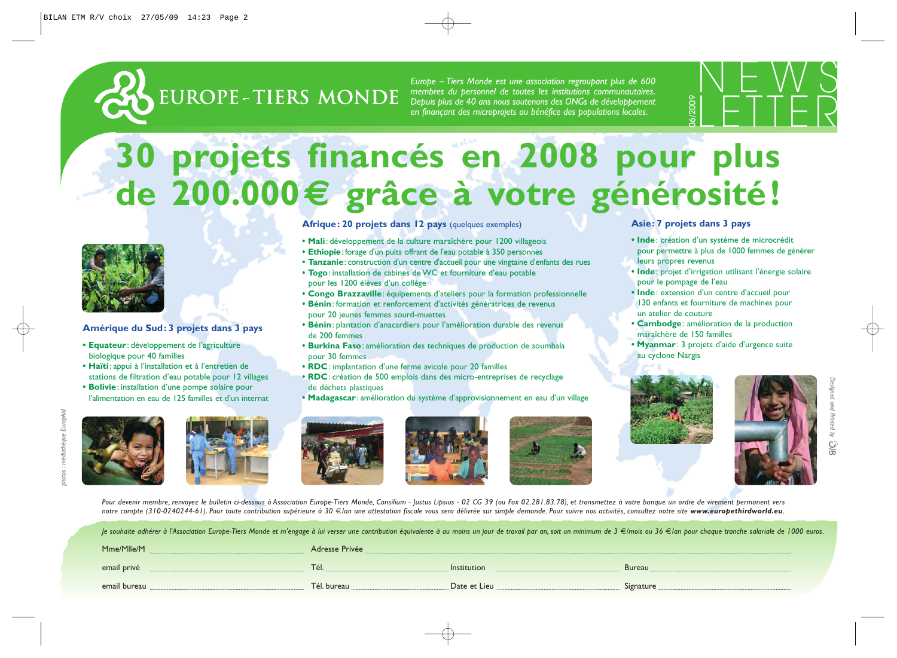EUROPE-TIERS MONDE

*Europe – Tiers Monde est une association regroupant plus de 600 membres du personnel de toutes les institutions communautaires. Depuis plus de 40 ans nous soutenons des ONGs de développement en finançant des microprojets au bénéfice des populations locales.*

06/2009

NEWS LETTER

# 30 projets financés en 2008 pour plus de 200.000 € grâce à votre générosité !

### Amérique du Sud : 3 projets dans 3 pays

- **Equateur** : développement de l'agriculture biologique pour 40 familles
- **Haïti** : appui à l'installation et à l'entretien de stations de filtration d'eau potable pour 12 villages
- **Bolivie** : installation d'une pompe solaire pour l'alimentation en eau de 125 familles et d'un internat

### Afrique : 20 projets dans 12 pays (quelques exemples)

- **Mali** : développement de la culture maraîchère pour 1200 villageois
- **Ethiopie** : forage d'un puits offrant de l'eau potable à 350 personnes
- **Tanzanie** : construction d'un centre d'accueil pour une vingtaine d'enfants des rues
- **Togo** : installation de cabines de WC et fourniture d'eau potable pour les 1200 élèves d'un collège
- **Congo Brazzaville** : équipements d'ateliers pour la formation professionnelle
- **Bénin** : formation et renforcement d'activités génératrices de revenus pour 20 jeunes femmes sourd-muettes
- **Bénin** : plantation d'anacardiers pour l'amélioration durable des revenus de 200 femmes
- **Burkina Faso** : amélioration des techniques de production de soumbala pour 30 femmes
- **RDC** : implantation d'une ferme avicole pour 20 familles
- **RDC** : création de 500 emplois dans des micro-entreprises de recyclage de déchets plastiques
- **Madagascar** : amélioration du système d'approvisionnement en eau d'un village

### Asie : 7 projets dans 3 pays

- **Inde** : création d'un système de microcrédit pour permettre à plus de 1000 femmes de générer leurs propres revenus
- **Inde** : projet d'irrigation utilisant l'énergie solaire pour le pompage de l'eau
- **Inde** : extension d'un centre d'accueil pour 130 enfants et fourniture de machines pour un atelier de couture
- **Cambodge** : amélioration de la production maraîchère de 150 familles
- **Myanmar** : 3 projets d'aide d'urgence suite au cyclone Nargis

*photos : médiathèque EuropAid*

*Designed and Printed by OIB*

*Pour devenir membre, renvoyez le bulletin ci-dessous à Association Europe-Tiers Monde, Consilium - Justus Lipsius - 02 CG 39 (ou Fax 02.281.83.78), et transmettez à votre banque un ordre de virement permanent vers notre compte (310-0240244-61). Pour toute contribution supérieure à 30 €/an une attestation fiscale vous sera délivrée sur simple demande. Pour suivre nos activités, consultez notre site **www.europethirdworld.eu**.*

*Je souhaite adhérer à l'Association Europe-Tiers Monde et m'engage à lui verser une contribution équivalente à au moins un jour de travail par an, soit un minimum de 3 €/mois ou 36 €/an pour chaque tranche salariale de 1000 euros.*

Mme/Mlle/M ................................ Adresse Privée ................................

email privé ................................ Tél. ................................ Institution ................................ Bureau ................................

email bureau ................................ Tél. bureau ................................ Date et Lieu ................................ Signature ................................